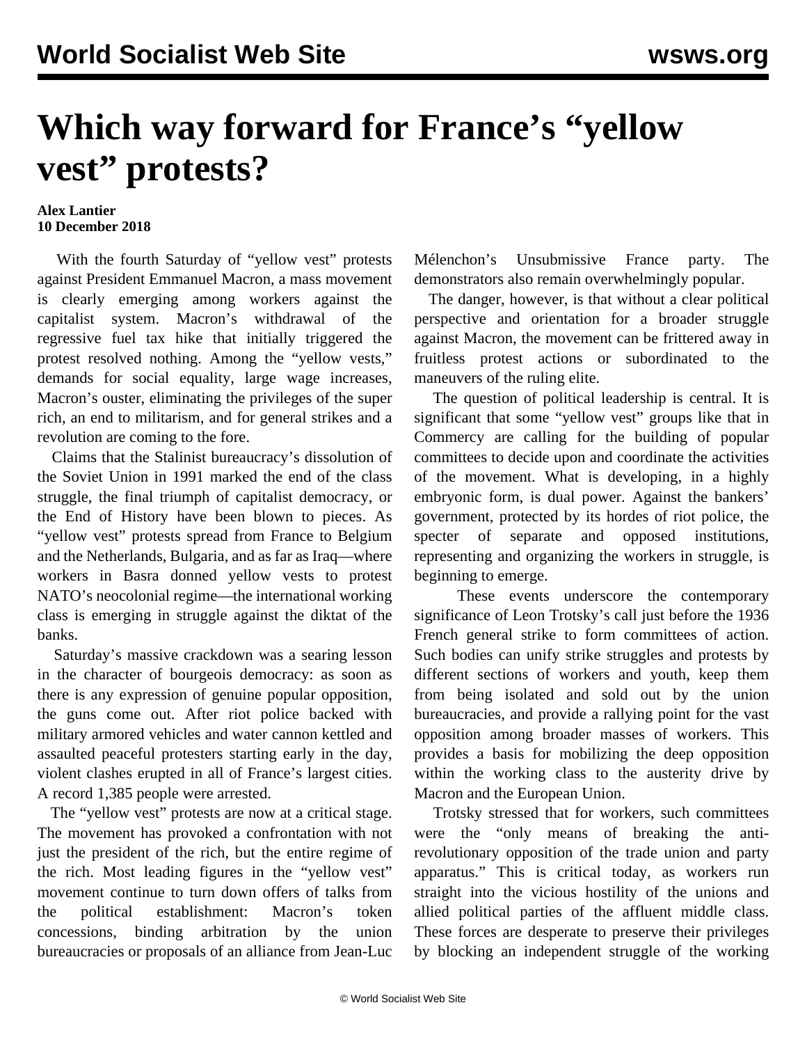# Which way forward for France's "yellow vest" protests?

**Alex Lantier**
**10 December 2018**

With the fourth Saturday of "yellow vest" protests against President Emmanuel Macron, a mass movement is clearly emerging among workers against the capitalist system. Macron's withdrawal of the regressive fuel tax hike that initially triggered the protest resolved nothing. Among the "yellow vests," demands for social equality, large wage increases, Macron's ouster, eliminating the privileges of the super rich, an end to militarism, and for general strikes and a revolution are coming to the fore.

Claims that the Stalinist bureaucracy's dissolution of the Soviet Union in 1991 marked the end of the class struggle, the final triumph of capitalist democracy, or the End of History have been blown to pieces. As "yellow vest" protests spread from France to Belgium and the Netherlands, Bulgaria, and as far as Iraq—where workers in Basra donned yellow vests to protest NATO's neocolonial regime—the international working class is emerging in struggle against the diktat of the banks.

Saturday's massive crackdown was a searing lesson in the character of bourgeois democracy: as soon as there is any expression of genuine popular opposition, the guns come out. After riot police backed with military armored vehicles and water cannon kettled and assaulted peaceful protesters starting early in the day, violent clashes erupted in all of France's largest cities. A record 1,385 people were arrested.

The "yellow vest" protests are now at a critical stage. The movement has provoked a confrontation with not just the president of the rich, but the entire regime of the rich. Most leading figures in the "yellow vest" movement continue to turn down offers of talks from the political establishment: Macron's token concessions, binding arbitration by the union bureaucracies or proposals of an alliance from Jean-Luc Mélenchon's Unsubmissive France party. The demonstrators also remain overwhelmingly popular.

The danger, however, is that without a clear political perspective and orientation for a broader struggle against Macron, the movement can be frittered away in fruitless protest actions or subordinated to the maneuvers of the ruling elite.

The question of political leadership is central. It is significant that some "yellow vest" groups like that in Commercy are calling for the building of popular committees to decide upon and coordinate the activities of the movement. What is developing, in a highly embryonic form, is dual power. Against the bankers' government, protected by its hordes of riot police, the specter of separate and opposed institutions, representing and organizing the workers in struggle, is beginning to emerge.

These events underscore the contemporary significance of Leon Trotsky's call just before the 1936 French general strike to form committees of action. Such bodies can unify strike struggles and protests by different sections of workers and youth, keep them from being isolated and sold out by the union bureaucracies, and provide a rallying point for the vast opposition among broader masses of workers. This provides a basis for mobilizing the deep opposition within the working class to the austerity drive by Macron and the European Union.

Trotsky stressed that for workers, such committees were the "only means of breaking the anti-revolutionary opposition of the trade union and party apparatus." This is critical today, as workers run straight into the vicious hostility of the unions and allied political parties of the affluent middle class. These forces are desperate to preserve their privileges by blocking an independent struggle of the working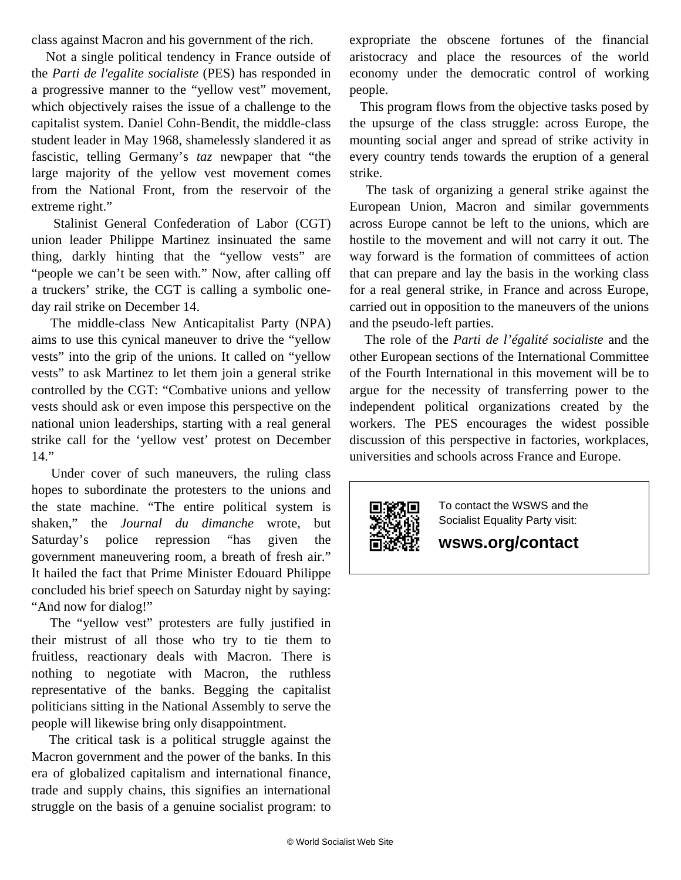class against Macron and his government of the rich.

Not a single political tendency in France outside of the *Parti de l'egalite socialiste* (PES) has responded in a progressive manner to the "yellow vest" movement, which objectively raises the issue of a challenge to the capitalist system. Daniel Cohn-Bendit, the middle-class student leader in May 1968, shamelessly slandered it as fascistic, telling Germany's *taz* newpaper that "the large majority of the yellow vest movement comes from the National Front, from the reservoir of the extreme right."

Stalinist General Confederation of Labor (CGT) union leader Philippe Martinez insinuated the same thing, darkly hinting that the "yellow vests" are "people we can't be seen with." Now, after calling off a truckers' strike, the CGT is calling a symbolic one-day rail strike on December 14.

The middle-class New Anticapitalist Party (NPA) aims to use this cynical maneuver to drive the "yellow vests" into the grip of the unions. It called on "yellow vests" to ask Martinez to let them join a general strike controlled by the CGT: "Combative unions and yellow vests should ask or even impose this perspective on the national union leaderships, starting with a real general strike call for the 'yellow vest' protest on December 14."

Under cover of such maneuvers, the ruling class hopes to subordinate the protesters to the unions and the state machine. "The entire political system is shaken," the *Journal du dimanche* wrote, but Saturday's police repression "has given the government maneuvering room, a breath of fresh air." It hailed the fact that Prime Minister Edouard Philippe concluded his brief speech on Saturday night by saying: "And now for dialog!"

The "yellow vest" protesters are fully justified in their mistrust of all those who try to tie them to fruitless, reactionary deals with Macron. There is nothing to negotiate with Macron, the ruthless representative of the banks. Begging the capitalist politicians sitting in the National Assembly to serve the people will likewise bring only disappointment.

The critical task is a political struggle against the Macron government and the power of the banks. In this era of globalized capitalism and international finance, trade and supply chains, this signifies an international struggle on the basis of a genuine socialist program: to expropriate the obscene fortunes of the financial aristocracy and place the resources of the world economy under the democratic control of working people.

This program flows from the objective tasks posed by the upsurge of the class struggle: across Europe, the mounting social anger and spread of strike activity in every country tends towards the eruption of a general strike.

The task of organizing a general strike against the European Union, Macron and similar governments across Europe cannot be left to the unions, which are hostile to the movement and will not carry it out. The way forward is the formation of committees of action that can prepare and lay the basis in the working class for a real general strike, in France and across Europe, carried out in opposition to the maneuvers of the unions and the pseudo-left parties.

The role of the *Parti de l'égalité socialiste* and the other European sections of the International Committee of the Fourth International in this movement will be to argue for the necessity of transferring power to the independent political organizations created by the workers. The PES encourages the widest possible discussion of this perspective in factories, workplaces, universities and schools across France and Europe.

To contact the WSWS and the Socialist Equality Party visit:

**wsws.org/contact**